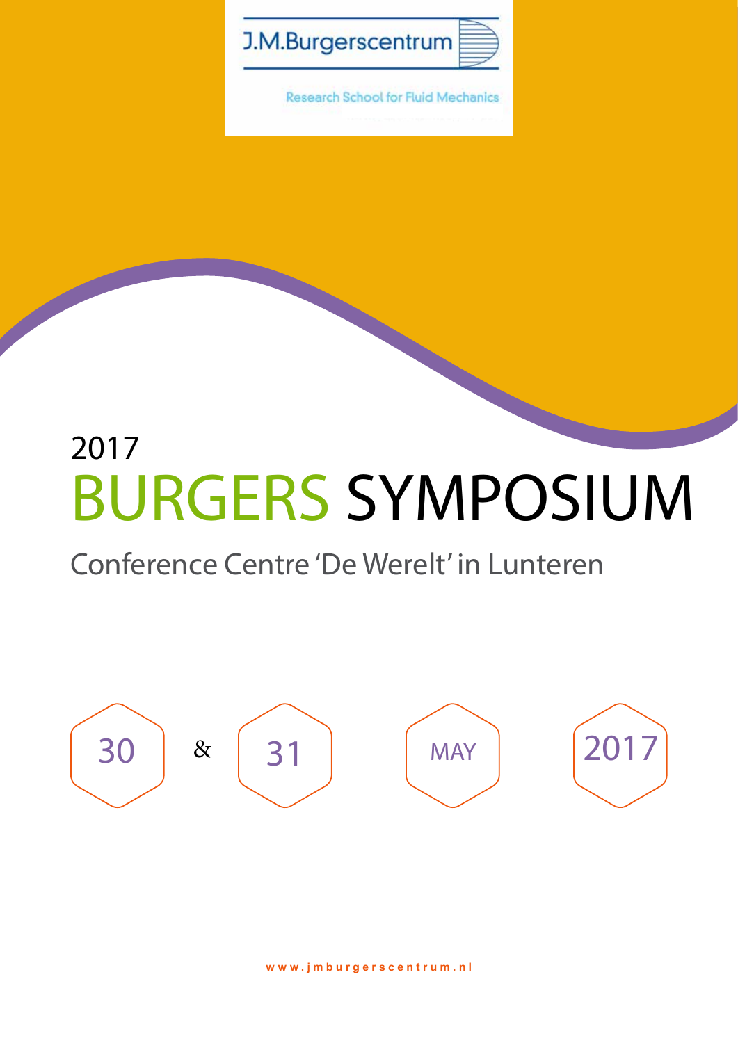J.M.Burgerscentrum

Research School for Fluid Mechanics

2017

# BURGERS SYMPOSIUM

Conference Centre 'De Werelt' in Lunteren

30 & 31 MAY 2017

www.jmburgerscentrum.nl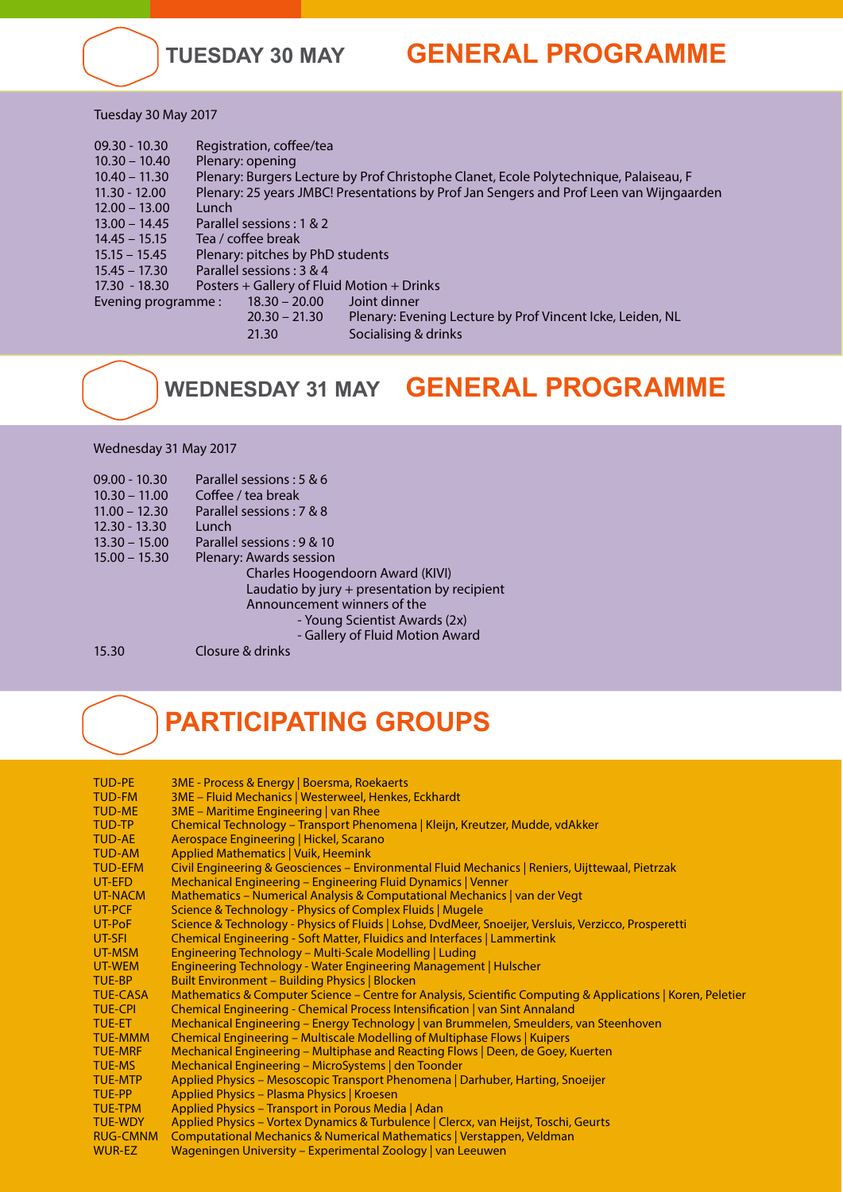## TUESDAY 30 MAY — GENERAL PROGRAMME

Tuesday 30 May 2017

| | |
|---|---|
| 09.30 - 10.30 | Registration, coffee/tea |
| 10.30 – 10.40 | Plenary: opening |
| 10.40 – 11.30 | Plenary: Burgers Lecture by Prof Christophe Clanet, Ecole Polytechnique, Palaiseau, F |
| 11.30 - 12.00 | Plenary: 25 years JMBC! Presentations by Prof Jan Sengers and Prof Leen van Wijngaarden |
| 12.00 – 13.00 | Lunch |
| 13.00 – 14.45 | Parallel sessions : 1 & 2 |
| 14.45 – 15.15 | Tea / coffee break |
| 15.15 – 15.45 | Plenary: pitches by PhD students |
| 15.45 – 17.30 | Parallel sessions : 3 & 4 |
| 17.30 - 18.30 | Posters + Gallery of Fluid Motion + Drinks |

Evening programme :

| | |
|---|---|
| 18.30 – 20.00 | Joint dinner |
| 20.30 – 21.30 | Plenary: Evening Lecture by Prof Vincent Icke, Leiden, NL |
| 21.30 | Socialising & drinks |

## WEDNESDAY 31 MAY — GENERAL PROGRAMME

Wednesday 31 May 2017

| | |
|---|---|
| 09.00 - 10.30 | Parallel sessions : 5 & 6 |
| 10.30 – 11.00 | Coffee / tea break |
| 11.00 – 12.30 | Parallel sessions : 7 & 8 |
| 12.30 - 13.30 | Lunch |
| 13.30 – 15.00 | Parallel sessions : 9 & 10 |
| 15.00 – 15.30 | Plenary: Awards session |

Charles Hoogendoorn Award (KIVI)
Laudatio by jury + presentation by recipient
Announcement winners of the
- Young Scientist Awards (2x)
- Gallery of Fluid Motion Award

| | |
|---|---|
| 15.30 | Closure & drinks |

## PARTICIPATING GROUPS

| | |
|---|---|
| TUD-PE | 3ME - Process & Energy \| Boersma, Roekaerts |
| TUD-FM | 3ME – Fluid Mechanics \| Westerweel, Henkes, Eckhardt |
| TUD-ME | 3ME – Maritime Engineering \| van Rhee |
| TUD-TP | Chemical Technology – Transport Phenomena \| Kleijn, Kreutzer, Mudde, vdAkker |
| TUD-AE | Aerospace Engineering \| Hickel, Scarano |
| TUD-AM | Applied Mathematics \| Vuik, Heemink |
| TUD-EFM | Civil Engineering & Geosciences – Environmental Fluid Mechanics \| Reniers, Uijttewaal, Pietrzak |
| UT-EFD | Mechanical Engineering – Engineering Fluid Dynamics \| Venner |
| UT-NACM | Mathematics – Numerical Analysis & Computational Mechanics \| van der Vegt |
| UT-PCF | Science & Technology - Physics of Complex Fluids \| Mugele |
| UT-PoF | Science & Technology - Physics of Fluids \| Lohse, DvdMeer, Snoeijer, Versluis, Verzicco, Prosperetti |
| UT-SFI | Chemical Engineering - Soft Matter, Fluidics and Interfaces \| Lammertink |
| UT-MSM | Engineering Technology – Multi-Scale Modelling \| Luding |
| UT-WEM | Engineering Technology - Water Engineering Management \| Hulscher |
| TUE-BP | Built Environment – Building Physics \| Blocken |
| TUE-CASA | Mathematics & Computer Science – Centre for Analysis, Scientific Computing & Applications \| Koren, Peletier |
| TUE-CPI | Chemical Engineering - Chemical Process Intensification \| van Sint Annaland |
| TUE-ET | Mechanical Engineering – Energy Technology \| van Brummelen, Smeulders, van Steenhoven |
| TUE-MMM | Chemical Engineering – Multiscale Modelling of Multiphase Flows \| Kuipers |
| TUE-MRF | Mechanical Engineering – Multiphase and Reacting Flows \| Deen, de Goey, Kuerten |
| TUE-MS | Mechanical Engineering – MicroSystems \| den Toonder |
| TUE-MTP | Applied Physics – Mesoscopic Transport Phenomena \| Darhuber, Harting, Snoeijer |
| TUE-PP | Applied Physics – Plasma Physics \| Kroesen |
| TUE-TPM | Applied Physics – Transport in Porous Media \| Adan |
| TUE-WDY | Applied Physics – Vortex Dynamics & Turbulence \| Clercx, van Heijst, Toschi, Geurts |
| RUG-CMNM | Computational Mechanics & Numerical Mathematics \| Verstappen, Veldman |
| WUR-EZ | Wageningen University – Experimental Zoology \| van Leeuwen |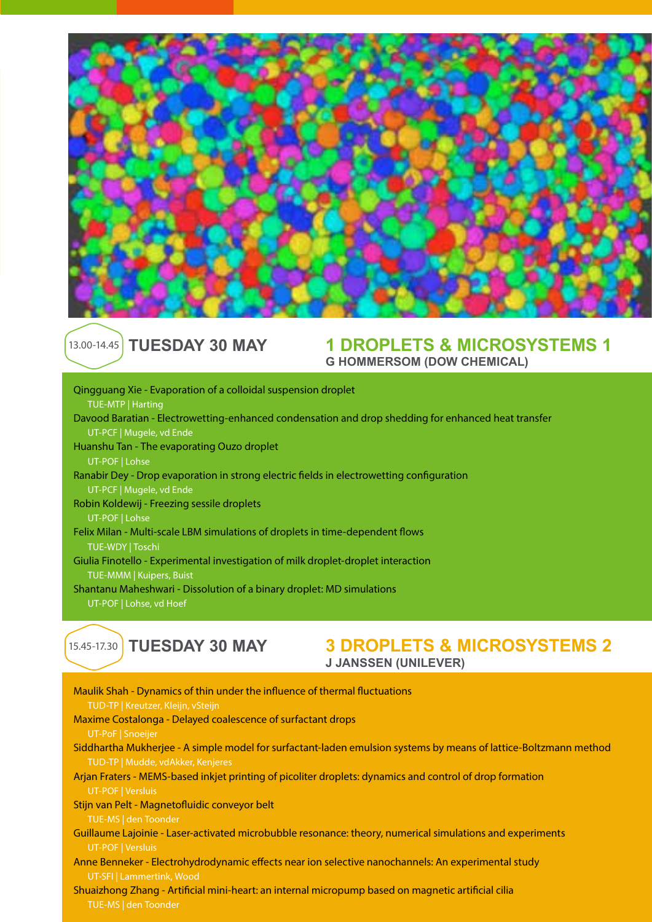13.00-14.45 **TUESDAY 30 MAY**

## 1 DROPLETS & MICROSYSTEMS 1

**G HOMMERSOM (DOW CHEMICAL)**

Qingguang Xie - Evaporation of a colloidal suspension droplet
TUE-MTP | Harting

Davood Baratian - Electrowetting-enhanced condensation and drop shedding for enhanced heat transfer
UT-PCF | Mugele, vd Ende

Huanshu Tan - The evaporating Ouzo droplet
UT-POF | Lohse

Ranabir Dey - Drop evaporation in strong electric fields in electrowetting configuration
UT-PCF | Mugele, vd Ende

Robin Koldewij - Freezing sessile droplets
UT-POF | Lohse

Felix Milan - Multi-scale LBM simulations of droplets in time-dependent flows
TUE-WDY | Toschi

Giulia Finotello - Experimental investigation of milk droplet-droplet interaction
TUE-MMM | Kuipers, Buist

Shantanu Maheshwari - Dissolution of a binary droplet: MD simulations
UT-POF | Lohse, vd Hoef

15.45-17.30 **TUESDAY 30 MAY**

## 3 DROPLETS & MICROSYSTEMS 2

**J JANSSEN (UNILEVER)**

Maulik Shah - Dynamics of thin under the influence of thermal fluctuations
TUD-TP | Kreutzer, Kleijn, vSteijn

Maxime Costalonga - Delayed coalescence of surfactant drops
UT-PoF | Snoeijer

Siddhartha Mukherjee - A simple model for surfactant-laden emulsion systems by means of lattice-Boltzmann method
TUD-TP | Mudde, vdAkker, Kenjeres

Arjan Fraters - MEMS-based inkjet printing of picoliter droplets: dynamics and control of drop formation
UT-POF | Versluis

Stijn van Pelt - Magnetofluidic conveyor belt
TUE-MS | den Toonder

Guillaume Lajoinie - Laser-activated microbubble resonance: theory, numerical simulations and experiments
UT-POF | Versluis

Anne Benneker - Electrohydrodynamic effects near ion selective nanochannels: An experimental study
UT-SFI | Lammertink, Wood

Shuaizhong Zhang - Artificial mini-heart: an internal micropump based on magnetic artificial cilia
TUE-MS | den Toonder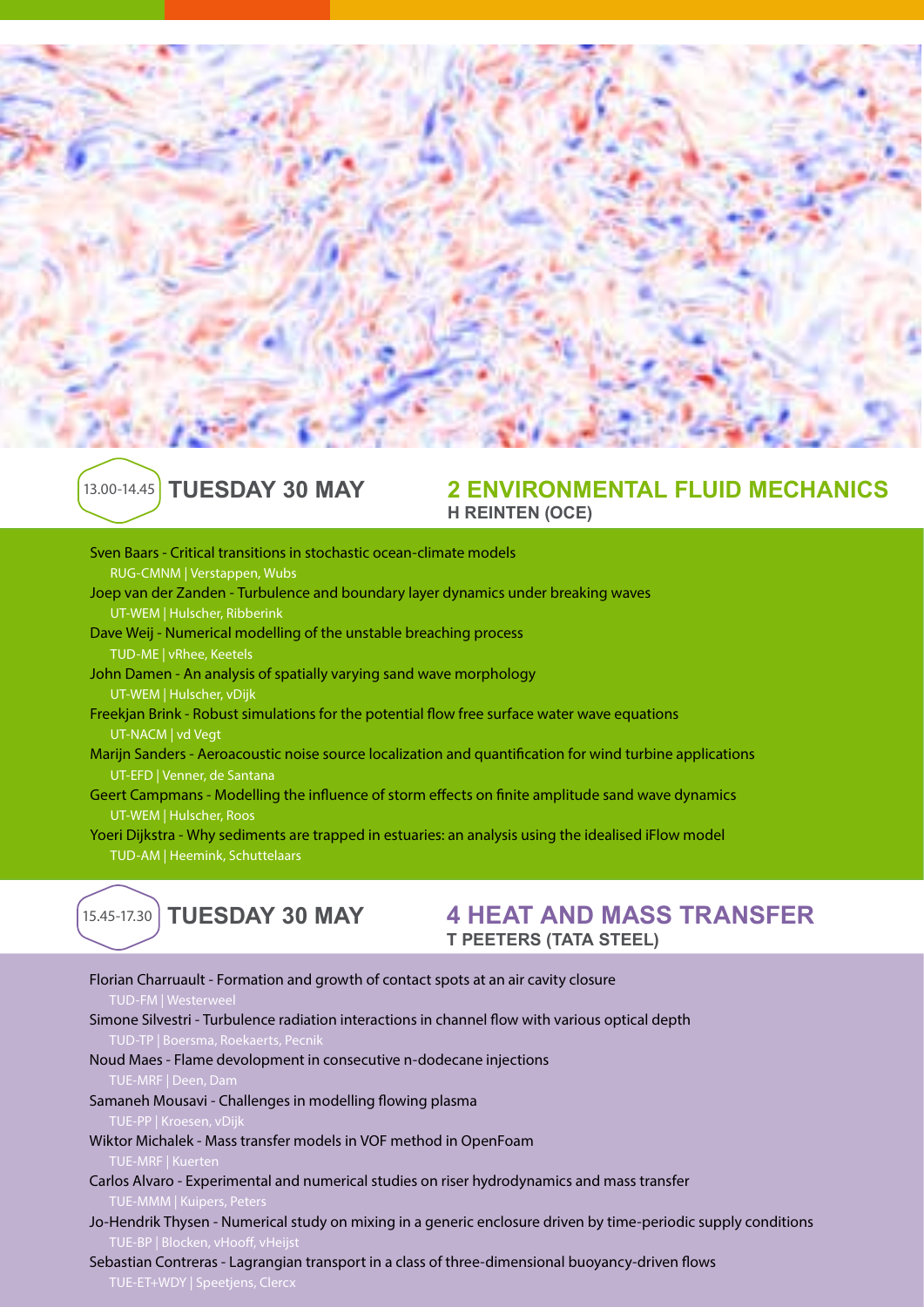## 13.00-14.45 TUESDAY 30 MAY

## 2 ENVIRONMENTAL FLUID MECHANICS

**H REINTEN (OCE)**

Sven Baars - Critical transitions in stochastic ocean-climate models
RUG-CMNM | Verstappen, Wubs

Joep van der Zanden - Turbulence and boundary layer dynamics under breaking waves
UT-WEM | Hulscher, Ribberink

Dave Weij - Numerical modelling of the unstable breaching process
TUD-ME | vRhee, Keetels

John Damen - An analysis of spatially varying sand wave morphology
UT-WEM | Hulscher, vDijk

Freekjan Brink - Robust simulations for the potential flow free surface water wave equations
UT-NACM | vd Vegt

Marijn Sanders - Aeroacoustic noise source localization and quantification for wind turbine applications
UT-EFD | Venner, de Santana

Geert Campmans - Modelling the influence of storm effects on finite amplitude sand wave dynamics
UT-WEM | Hulscher, Roos

Yoeri Dijkstra - Why sediments are trapped in estuaries: an analysis using the idealised iFlow model
TUD-AM | Heemink, Schuttelaars

## 15.45-17.30 TUESDAY 30 MAY

## 4 HEAT AND MASS TRANSFER

**T PEETERS (TATA STEEL)**

Florian Charruault - Formation and growth of contact spots at an air cavity closure
TUD-FM | Westerweel

Simone Silvestri - Turbulence radiation interactions in channel flow with various optical depth
TUD-TP | Boersma, Roekaerts, Pecnik

Noud Maes - Flame devolopment in consecutive n-dodecane injections
TUE-MRF | Deen, Dam

Samaneh Mousavi - Challenges in modelling flowing plasma
TUE-PP | Kroesen, vDijk

Wiktor Michalek - Mass transfer models in VOF method in OpenFoam
TUE-MRF | Kuerten

Carlos Alvaro - Experimental and numerical studies on riser hydrodynamics and mass transfer
TUE-MMM | Kuipers, Peters

Jo-Hendrik Thysen - Numerical study on mixing in a generic enclosure driven by time-periodic supply conditions
TUE-BP | Blocken, vHooff, vHeijst

Sebastian Contreras - Lagrangian transport in a class of three-dimensional buoyancy-driven flows
TUE-ET+WDY | Speetjens, Clercx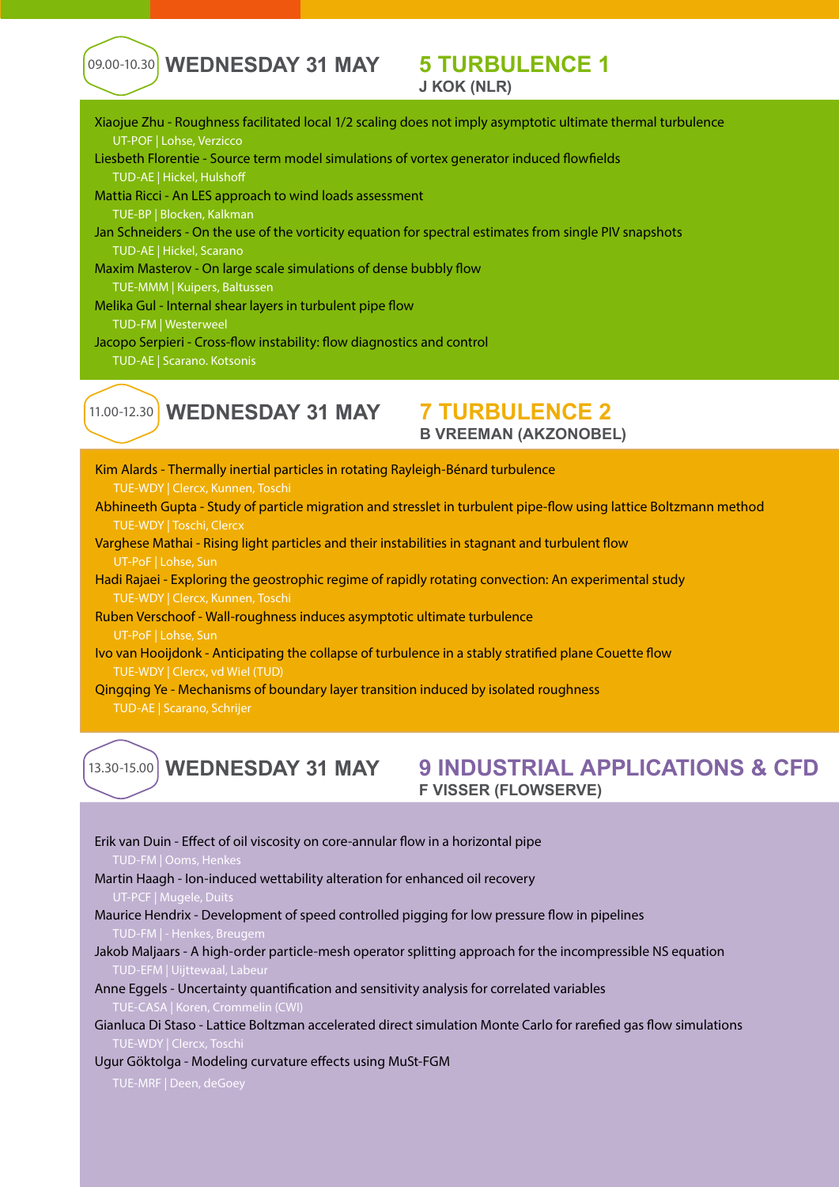09.00-10.30

## WEDNESDAY 31 MAY

## 5 TURBULENCE 1

**J KOK (NLR)**

Xiaojue Zhu - Roughness facilitated local 1/2 scaling does not imply asymptotic ultimate thermal turbulence
UT-POF | Lohse, Verzicco

Liesbeth Florentie - Source term model simulations of vortex generator induced flowfields
TUD-AE | Hickel, Hulshoff

Mattia Ricci - An LES approach to wind loads assessment
TUE-BP | Blocken, Kalkman

Jan Schneiders - On the use of the vorticity equation for spectral estimates from single PIV snapshots
TUD-AE | Hickel, Scarano

Maxim Masterov - On large scale simulations of dense bubbly flow
TUE-MMM | Kuipers, Baltussen

Melika Gul - Internal shear layers in turbulent pipe flow
TUD-FM | Westerweel

Jacopo Serpieri - Cross-flow instability: flow diagnostics and control
TUD-AE | Scarano. Kotsonis

11.00-12.30

## WEDNESDAY 31 MAY

## 7 TURBULENCE 2

**B VREEMAN (AKZONOBEL)**

Kim Alards - Thermally inertial particles in rotating Rayleigh-Bénard turbulence
TUE-WDY | Clercx, Kunnen, Toschi

Abhineeth Gupta - Study of particle migration and stresslet in turbulent pipe-flow using lattice Boltzmann method
TUE-WDY | Toschi, Clercx

Varghese Mathai - Rising light particles and their instabilities in stagnant and turbulent flow
UT-PoF | Lohse, Sun

Hadi Rajaei - Exploring the geostrophic regime of rapidly rotating convection: An experimental study
TUE-WDY | Clercx, Kunnen, Toschi

Ruben Verschoof - Wall-roughness induces asymptotic ultimate turbulence
UT-PoF | Lohse, Sun

Ivo van Hooijdonk - Anticipating the collapse of turbulence in a stably stratified plane Couette flow
TUE-WDY | Clercx, vd Wiel (TUD)

Qingqing Ye - Mechanisms of boundary layer transition induced by isolated roughness
TUD-AE | Scarano, Schrijer

13.30-15.00

## WEDNESDAY 31 MAY

## 9 INDUSTRIAL APPLICATIONS & CFD

**F VISSER (FLOWSERVE)**

Erik van Duin - Effect of oil viscosity on core-annular flow in a horizontal pipe
TUD-FM | Ooms, Henkes

Martin Haagh - Ion-induced wettability alteration for enhanced oil recovery
UT-PCF | Mugele, Duits

Maurice Hendrix - Development of speed controlled pigging for low pressure flow in pipelines
TUD-FM | - Henkes, Breugem

Jakob Maljaars - A high-order particle-mesh operator splitting approach for the incompressible NS equation
TUD-EFM | Uijttewaal, Labeur

Anne Eggels - Uncertainty quantification and sensitivity analysis for correlated variables
TUE-CASA | Koren, Crommelin (CWI)

Gianluca Di Staso - Lattice Boltzman accelerated direct simulation Monte Carlo for rarefied gas flow simulations
TUE-WDY | Clercx, Toschi

Ugur Göktolga - Modeling curvature effects using MuSt-FGM
TUE-MRF | Deen, deGoey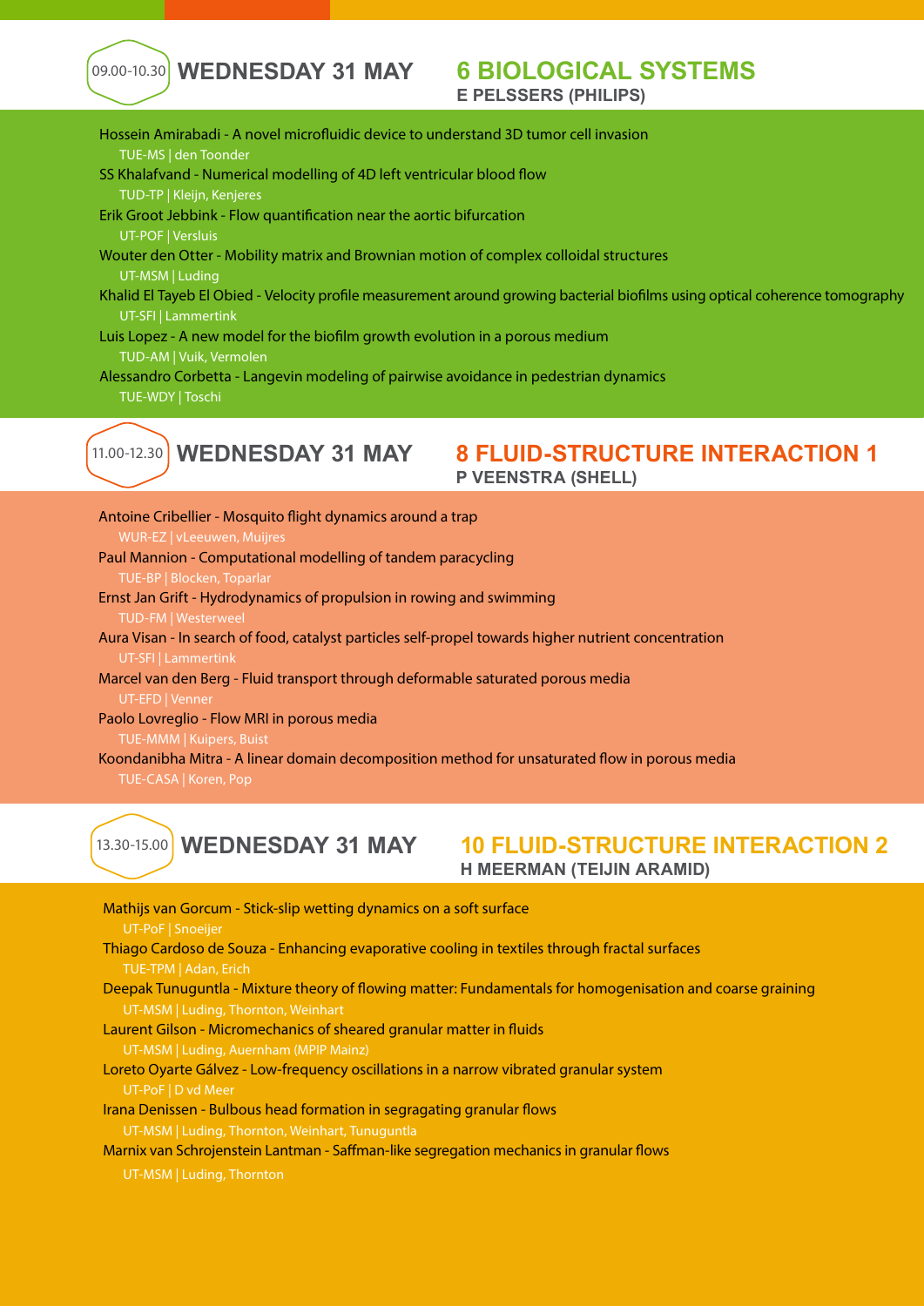09.00-10.30 **WEDNESDAY 31 MAY**

## 6 BIOLOGICAL SYSTEMS

**E PELSSERS (PHILIPS)**

Hossein Amirabadi - A novel microfluidic device to understand 3D tumor cell invasion
TUE-MS | den Toonder

SS Khalafvand - Numerical modelling of 4D left ventricular blood flow
TUD-TP | Kleijn, Kenjeres

Erik Groot Jebbink - Flow quantification near the aortic bifurcation
UT-POF | Versluis

Wouter den Otter - Mobility matrix and Brownian motion of complex colloidal structures
UT-MSM | Luding

Khalid El Tayeb El Obied - Velocity profile measurement around growing bacterial biofilms using optical coherence tomography
UT-SFI | Lammertink

Luis Lopez - A new model for the biofilm growth evolution in a porous medium
TUD-AM | Vuik, Vermolen

Alessandro Corbetta - Langevin modeling of pairwise avoidance in pedestrian dynamics
TUE-WDY | Toschi

11.00-12.30 **WEDNESDAY 31 MAY**

## 8 FLUID-STRUCTURE INTERACTION 1

**P VEENSTRA (SHELL)**

Antoine Cribellier - Mosquito flight dynamics around a trap
WUR-EZ | vLeeuwen, Muijres

Paul Mannion - Computational modelling of tandem paracycling
TUE-BP | Blocken, Toparlar

Ernst Jan Grift - Hydrodynamics of propulsion in rowing and swimming
TUD-FM | Westerweel

Aura Visan - In search of food, catalyst particles self-propel towards higher nutrient concentration
UT-SFI | Lammertink

Marcel van den Berg - Fluid transport through deformable saturated porous media
UT-EFD | Venner

Paolo Lovreglio - Flow MRI in porous media
TUE-MMM | Kuipers, Buist

Koondanibha Mitra - A linear domain decomposition method for unsaturated flow in porous media
TUE-CASA | Koren, Pop

13.30-15.00 **WEDNESDAY 31 MAY**

## 10 FLUID-STRUCTURE INTERACTION 2

**H MEERMAN (TEIJIN ARAMID)**

Mathijs van Gorcum - Stick-slip wetting dynamics on a soft surface
UT-PoF | Snoeijer

Thiago Cardoso de Souza - Enhancing evaporative cooling in textiles through fractal surfaces
TUE-TPM | Adan, Erich

Deepak Tunuguntla - Mixture theory of flowing matter: Fundamentals for homogenisation and coarse graining
UT-MSM | Luding, Thornton, Weinhart

Laurent Gilson - Micromechanics of sheared granular matter in fluids
UT-MSM | Luding, Auernham (MPIP Mainz)

Loreto Oyarte Gálvez - Low-frequency oscillations in a narrow vibrated granular system
UT-PoF | D vd Meer

Irana Denissen - Bulbous head formation in segragating granular flows
UT-MSM | Luding, Thornton, Weinhart, Tunuguntla

Marnix van Schrojenstein Lantman - Saffman-like segregation mechanics in granular flows
UT-MSM | Luding, Thornton